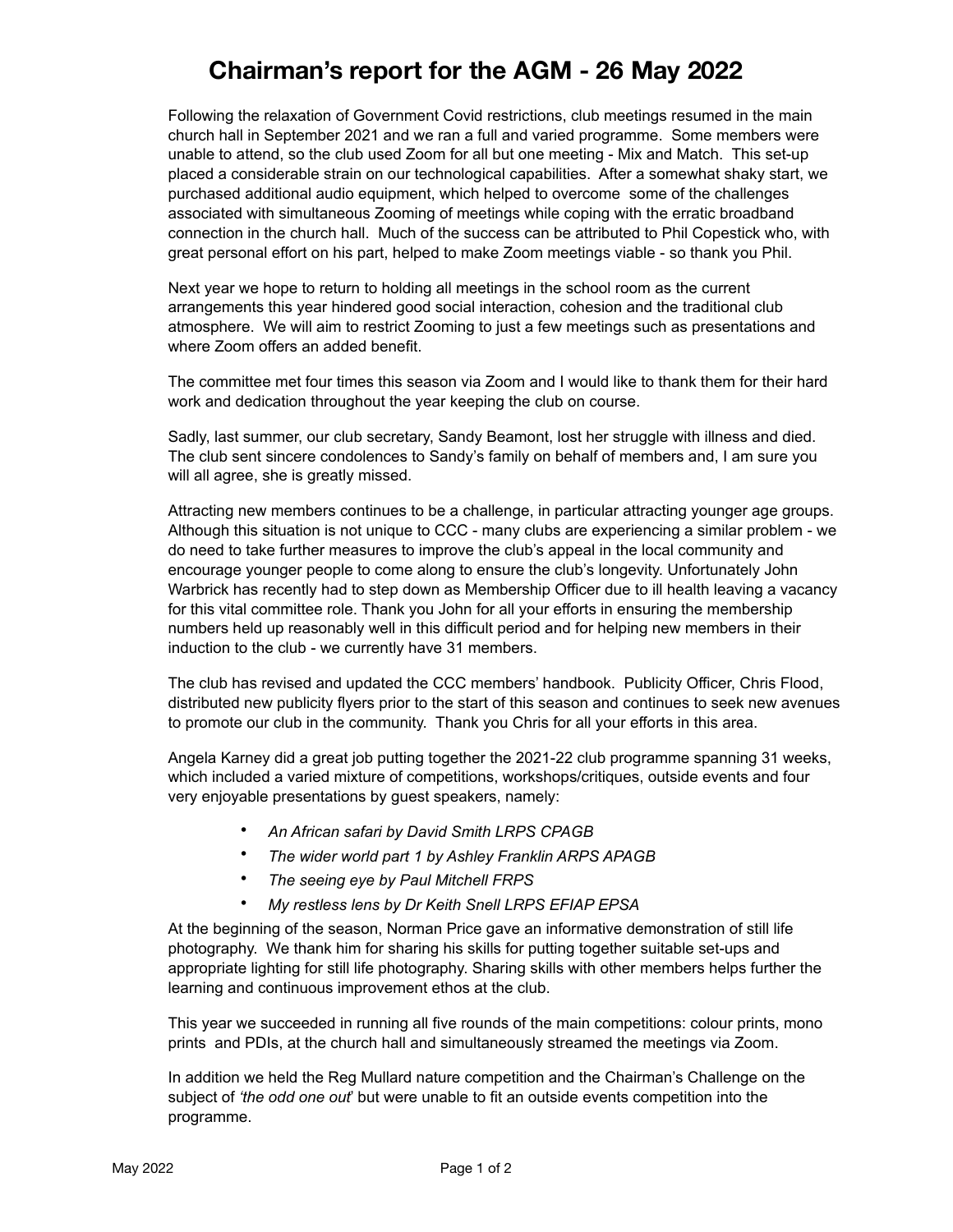# Chairman's report for the AGM - 26 May 2022

Following the relaxation of Government Covid restrictions, club meetings resumed in the main church hall in September 2021 and we ran a full and varied programme. Some members were unable to attend, so the club used Zoom for all but one meeting - Mix and Match. This set-up placed a considerable strain on our technological capabilities. After a somewhat shaky start, we purchased additional audio equipment, which helped to overcome some of the challenges associated with simultaneous Zooming of meetings while coping with the erratic broadband connection in the church hall. Much of the success can be attributed to Phil Copestick who, with great personal effort on his part, helped to make Zoom meetings viable - so thank you Phil.

Next year we hope to return to holding all meetings in the school room as the current arrangements this year hindered good social interaction, cohesion and the traditional club atmosphere. We will aim to restrict Zooming to just a few meetings such as presentations and where Zoom offers an added benefit.

The committee met four times this season via Zoom and I would like to thank them for their hard work and dedication throughout the year keeping the club on course.

Sadly, last summer, our club secretary, Sandy Beamont, lost her struggle with illness and died. The club sent sincere condolences to Sandy's family on behalf of members and, I am sure you will all agree, she is greatly missed.

Attracting new members continues to be a challenge, in particular attracting younger age groups. Although this situation is not unique to CCC - many clubs are experiencing a similar problem - we do need to take further measures to improve the club's appeal in the local community and encourage younger people to come along to ensure the club's longevity. Unfortunately John Warbrick has recently had to step down as Membership Officer due to ill health leaving a vacancy for this vital committee role. Thank you John for all your efforts in ensuring the membership numbers held up reasonably well in this difficult period and for helping new members in their induction to the club - we currently have 31 members.

The club has revised and updated the CCC members' handbook. Publicity Officer, Chris Flood, distributed new publicity flyers prior to the start of this season and continues to seek new avenues to promote our club in the community. Thank you Chris for all your efforts in this area.

Angela Karney did a great job putting together the 2021-22 club programme spanning 31 weeks, which included a varied mixture of competitions, workshops/critiques, outside events and four very enjoyable presentations by guest speakers, namely:

- *An African safari by David Smith LRPS CPAGB*
- *The wider world part 1 by Ashley Franklin ARPS APAGB*
- *The seeing eye by Paul Mitchell FRPS*
- *My restless lens by Dr Keith Snell LRPS EFIAP EPSA*

At the beginning of the season, Norman Price gave an informative demonstration of still life photography. We thank him for sharing his skills for putting together suitable set-ups and appropriate lighting for still life photography. Sharing skills with other members helps further the learning and continuous improvement ethos at the club.

This year we succeeded in running all five rounds of the main competitions: colour prints, mono prints and PDIs, at the church hall and simultaneously streamed the meetings via Zoom.

In addition we held the Reg Mullard nature competition and the Chairman's Challenge on the subject of *'the odd one out'* but were unable to fit an outside events competition into the programme.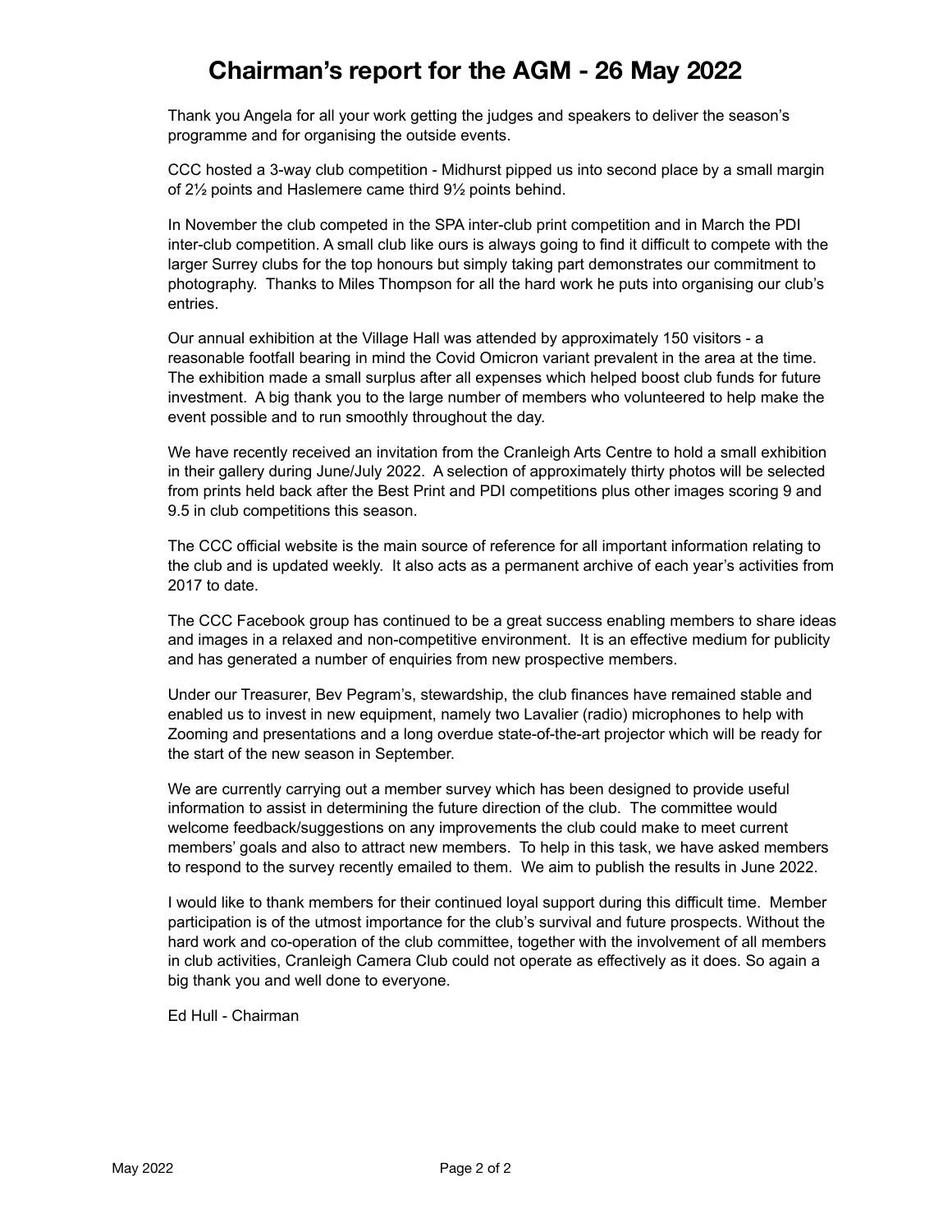# Chairman's report for the AGM - 26 May 2022

Thank you Angela for all your work getting the judges and speakers to deliver the season's programme and for organising the outside events.

CCC hosted a 3-way club competition - Midhurst pipped us into second place by a small margin of 2½ points and Haslemere came third 9½ points behind.

In November the club competed in the SPA inter-club print competition and in March the PDI inter-club competition. A small club like ours is always going to find it difficult to compete with the larger Surrey clubs for the top honours but simply taking part demonstrates our commitment to photography. Thanks to Miles Thompson for all the hard work he puts into organising our club's entries.

Our annual exhibition at the Village Hall was attended by approximately 150 visitors - a reasonable footfall bearing in mind the Covid Omicron variant prevalent in the area at the time. The exhibition made a small surplus after all expenses which helped boost club funds for future investment. A big thank you to the large number of members who volunteered to help make the event possible and to run smoothly throughout the day.

We have recently received an invitation from the Cranleigh Arts Centre to hold a small exhibition in their gallery during June/July 2022. A selection of approximately thirty photos will be selected from prints held back after the Best Print and PDI competitions plus other images scoring 9 and 9.5 in club competitions this season.

The CCC official website is the main source of reference for all important information relating to the club and is updated weekly. It also acts as a permanent archive of each year's activities from 2017 to date.

The CCC Facebook group has continued to be a great success enabling members to share ideas and images in a relaxed and non-competitive environment. It is an effective medium for publicity and has generated a number of enquiries from new prospective members.

Under our Treasurer, Bev Pegram's, stewardship, the club finances have remained stable and enabled us to invest in new equipment, namely two Lavalier (radio) microphones to help with Zooming and presentations and a long overdue state-of-the-art projector which will be ready for the start of the new season in September.

We are currently carrying out a member survey which has been designed to provide useful information to assist in determining the future direction of the club. The committee would welcome feedback/suggestions on any improvements the club could make to meet current members' goals and also to attract new members. To help in this task, we have asked members to respond to the survey recently emailed to them. We aim to publish the results in June 2022.

I would like to thank members for their continued loyal support during this difficult time. Member participation is of the utmost importance for the club's survival and future prospects. Without the hard work and co-operation of the club committee, together with the involvement of all members in club activities, Cranleigh Camera Club could not operate as effectively as it does. So again a big thank you and well done to everyone.

Ed Hull - Chairman